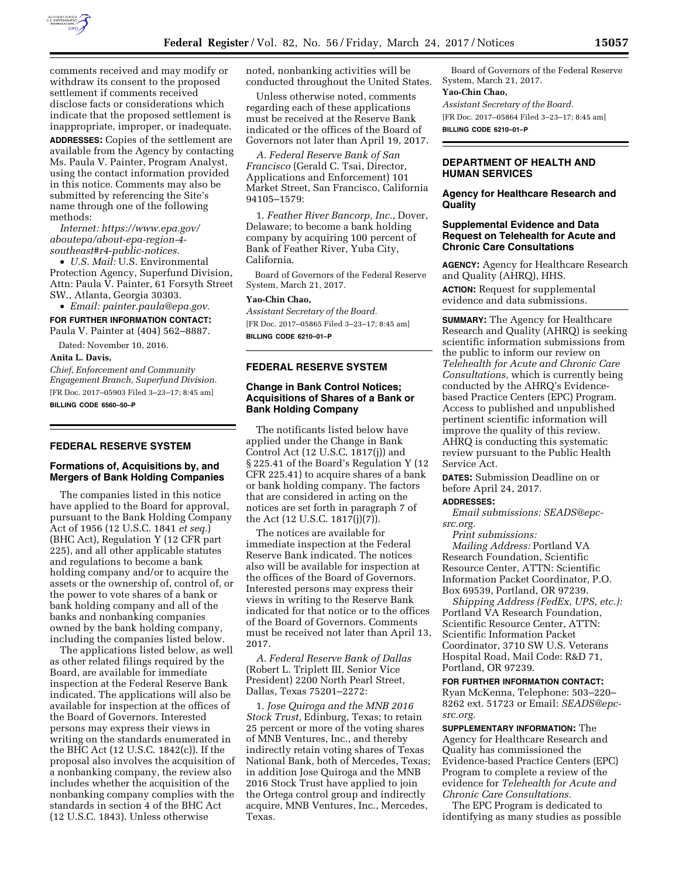comments received and may modify or withdraw its consent to the proposed settlement if comments received disclose facts or considerations which indicate that the proposed settlement is inappropriate, improper, or inadequate.

**ADDRESSES:** Copies of the settlement are available from the Agency by contacting Ms. Paula V. Painter, Program Analyst, using the contact information provided in this notice. Comments may also be submitted by referencing the Site's name through one of the following methods:

*Internet: https://www.epa.gov/aboutepa/about-epa-region-4-southeast#r4-public-notices.*

- *U.S. Mail:* U.S. Environmental Protection Agency, Superfund Division, Attn: Paula V. Painter, 61 Forsyth Street SW., Atlanta, Georgia 30303.
- *Email: painter.paula@epa.gov.*

**FOR FURTHER INFORMATION CONTACT:** Paula V. Painter at (404) 562–8887.

Dated: November 10, 2016.

**Anita L. Davis,**

*Chief, Enforcement and Community Engagement Branch, Superfund Division.*

[FR Doc. 2017–05903 Filed 3–23–17; 8:45 am]

**BILLING CODE 6560–50–P**

## FEDERAL RESERVE SYSTEM

### Formations of, Acquisitions by, and Mergers of Bank Holding Companies

The companies listed in this notice have applied to the Board for approval, pursuant to the Bank Holding Company Act of 1956 (12 U.S.C. 1841 *et seq.*) (BHC Act), Regulation Y (12 CFR part 225), and all other applicable statutes and regulations to become a bank holding company and/or to acquire the assets or the ownership of, control of, or the power to vote shares of a bank or bank holding company and all of the banks and nonbanking companies owned by the bank holding company, including the companies listed below.

The applications listed below, as well as other related filings required by the Board, are available for immediate inspection at the Federal Reserve Bank indicated. The applications will also be available for inspection at the offices of the Board of Governors. Interested persons may express their views in writing on the standards enumerated in the BHC Act (12 U.S.C. 1842(c)). If the proposal also involves the acquisition of a nonbanking company, the review also includes whether the acquisition of the nonbanking company complies with the standards in section 4 of the BHC Act (12 U.S.C. 1843). Unless otherwise noted, nonbanking activities will be conducted throughout the United States.

Unless otherwise noted, comments regarding each of these applications must be received at the Reserve Bank indicated or the offices of the Board of Governors not later than April 19, 2017.

*A. Federal Reserve Bank of San Francisco* (Gerald C. Tsai, Director, Applications and Enforcement) 101 Market Street, San Francisco, California 94105–1579:

1. *Feather River Bancorp, Inc.,* Dover, Delaware; to become a bank holding company by acquiring 100 percent of Bank of Feather River, Yuba City, California.

Board of Governors of the Federal Reserve System, March 21, 2017.

**Yao-Chin Chao,**

*Assistant Secretary of the Board.*

[FR Doc. 2017–05865 Filed 3–23–17; 8:45 am]

**BILLING CODE 6210–01–P**

## FEDERAL RESERVE SYSTEM

### Change in Bank Control Notices; Acquisitions of Shares of a Bank or Bank Holding Company

The notificants listed below have applied under the Change in Bank Control Act (12 U.S.C. 1817(j)) and § 225.41 of the Board's Regulation Y (12 CFR 225.41) to acquire shares of a bank or bank holding company. The factors that are considered in acting on the notices are set forth in paragraph 7 of the Act (12 U.S.C. 1817(j)(7)).

The notices are available for immediate inspection at the Federal Reserve Bank indicated. The notices also will be available for inspection at the offices of the Board of Governors. Interested persons may express their views in writing to the Reserve Bank indicated for that notice or to the offices of the Board of Governors. Comments must be received not later than April 13, 2017.

*A. Federal Reserve Bank of Dallas* (Robert L. Triplett III, Senior Vice President) 2200 North Pearl Street, Dallas, Texas 75201–2272:

1. *Jose Quiroga and the MNB 2016 Stock Trust,* Edinburg, Texas; to retain 25 percent or more of the voting shares of MNB Ventures, Inc., and thereby indirectly retain voting shares of Texas National Bank, both of Mercedes, Texas; in addition Jose Quiroga and the MNB 2016 Stock Trust have applied to join the Ortega control group and indirectly acquire, MNB Ventures, Inc., Mercedes, Texas.

Board of Governors of the Federal Reserve System, March 21, 2017.

**Yao-Chin Chao,**

*Assistant Secretary of the Board.*

[FR Doc. 2017–05864 Filed 3–23–17; 8:45 am]

**BILLING CODE 6210–01–P**

## DEPARTMENT OF HEALTH AND HUMAN SERVICES

### Agency for Healthcare Research and Quality

### Supplemental Evidence and Data Request on Telehealth for Acute and Chronic Care Consultations

**AGENCY:** Agency for Healthcare Research and Quality (AHRQ), HHS.

**ACTION:** Request for supplemental evidence and data submissions.

**SUMMARY:** The Agency for Healthcare Research and Quality (AHRQ) is seeking scientific information submissions from the public to inform our review on *Telehealth for Acute and Chronic Care Consultations,* which is currently being conducted by the AHRQ's Evidence-based Practice Centers (EPC) Program. Access to published and unpublished pertinent scientific information will improve the quality of this review. AHRQ is conducting this systematic review pursuant to the Public Health Service Act.

**DATES:** Submission Deadline on or before April 24, 2017.

**ADDRESSES:**

*Email submissions: SEADS@epc-src.org.*

*Print submissions:*

*Mailing Address:* Portland VA Research Foundation, Scientific Resource Center, ATTN: Scientific Information Packet Coordinator, P.O. Box 69539, Portland, OR 97239.

*Shipping Address (FedEx, UPS, etc.):* Portland VA Research Foundation, Scientific Resource Center, ATTN: Scientific Information Packet Coordinator, 3710 SW U.S. Veterans Hospital Road, Mail Code: R&D 71, Portland, OR 97239.

**FOR FURTHER INFORMATION CONTACT:** Ryan McKenna, Telephone: 503–220–8262 ext. 51723 or Email: *SEADS@epc-src.org.*

**SUPPLEMENTARY INFORMATION:** The Agency for Healthcare Research and Quality has commissioned the Evidence-based Practice Centers (EPC) Program to complete a review of the evidence for *Telehealth for Acute and Chronic Care Consultations.*

The EPC Program is dedicated to identifying as many studies as possible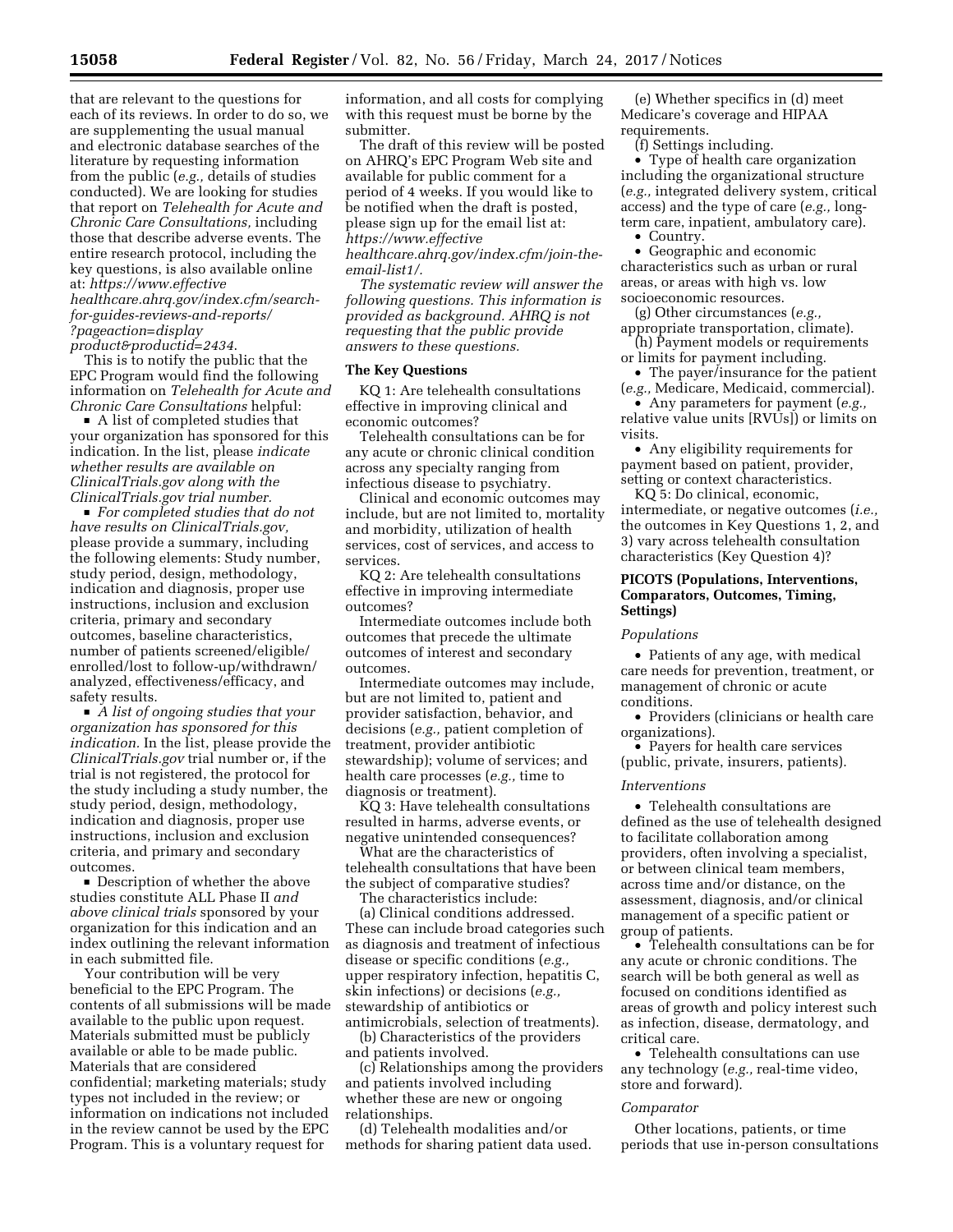that are relevant to the questions for each of its reviews. In order to do so, we are supplementing the usual manual and electronic database searches of the literature by requesting information from the public (*e.g.,* details of studies conducted). We are looking for studies that report on *Telehealth for Acute and Chronic Care Consultations,* including those that describe adverse events. The entire research protocol, including the key questions, is also available online at: *https://www.effectivehealthcare.ahrq.gov/index.cfm/search-for-guides-reviews-and-reports/?pageaction=displayproduct&productid=2434.*

This is to notify the public that the EPC Program would find the following information on *Telehealth for Acute and Chronic Care Consultations* helpful:

- A list of completed studies that your organization has sponsored for this indication. In the list, please *indicate whether results are available on ClinicalTrials.gov along with the ClinicalTrials.gov trial number.*
- *For completed studies that do not have results on ClinicalTrials.gov,* please provide a summary, including the following elements: Study number, study period, design, methodology, indication and diagnosis, proper use instructions, inclusion and exclusion criteria, primary and secondary outcomes, baseline characteristics, number of patients screened/eligible/enrolled/lost to follow-up/withdrawn/analyzed, effectiveness/efficacy, and safety results.
- *A list of ongoing studies that your organization has sponsored for this indication.* In the list, please provide the *ClinicalTrials.gov* trial number or, if the trial is not registered, the protocol for the study including a study number, the study period, design, methodology, indication and diagnosis, proper use instructions, inclusion and exclusion criteria, and primary and secondary outcomes.
- Description of whether the above studies constitute ALL Phase II *and above clinical trials* sponsored by your organization for this indication and an index outlining the relevant information in each submitted file.

Your contribution will be very beneficial to the EPC Program. The contents of all submissions will be made available to the public upon request. Materials submitted must be publicly available or able to be made public. Materials that are considered confidential; marketing materials; study types not included in the review; or information on indications not included in the review cannot be used by the EPC Program. This is a voluntary request for information, and all costs for complying with this request must be borne by the submitter.

The draft of this review will be posted on AHRQ's EPC Program Web site and available for public comment for a period of 4 weeks. If you would like to be notified when the draft is posted, please sign up for the email list at: *https://www.effectivehealthcare.ahrq.gov/index.cfm/join-the-email-list1/.*

*The systematic review will answer the following questions. This information is provided as background. AHRQ is not requesting that the public provide answers to these questions.*

## The Key Questions

KQ 1: Are telehealth consultations effective in improving clinical and economic outcomes?

Telehealth consultations can be for any acute or chronic clinical condition across any specialty ranging from infectious disease to psychiatry.

Clinical and economic outcomes may include, but are not limited to, mortality and morbidity, utilization of health services, cost of services, and access to services.

KQ 2: Are telehealth consultations effective in improving intermediate outcomes?

Intermediate outcomes include both outcomes that precede the ultimate outcomes of interest and secondary outcomes.

Intermediate outcomes may include, but are not limited to, patient and provider satisfaction, behavior, and decisions (*e.g.,* patient completion of treatment, provider antibiotic stewardship); volume of services; and health care processes (*e.g.,* time to diagnosis or treatment).

KQ 3: Have telehealth consultations resulted in harms, adverse events, or negative unintended consequences?

What are the characteristics of telehealth consultations that have been the subject of comparative studies?

The characteristics include:

(a) Clinical conditions addressed. These can include broad categories such as diagnosis and treatment of infectious disease or specific conditions (*e.g.,* upper respiratory infection, hepatitis C, skin infections) or decisions (*e.g.,* stewardship of antibiotics or antimicrobials, selection of treatments).

(b) Characteristics of the providers and patients involved.

(c) Relationships among the providers and patients involved including whether these are new or ongoing relationships.

(d) Telehealth modalities and/or methods for sharing patient data used.

(e) Whether specifics in (d) meet Medicare's coverage and HIPAA requirements.

(f) Settings including.

- Type of health care organization including the organizational structure (*e.g.,* integrated delivery system, critical access) and the type of care (*e.g.,* long-term care, inpatient, ambulatory care).
- Country.
- Geographic and economic characteristics such as urban or rural areas, or areas with high vs. low socioeconomic resources.

(g) Other circumstances (*e.g.,* appropriate transportation, climate).

(h) Payment models or requirements or limits for payment including.

- The payer/insurance for the patient (*e.g.,* Medicare, Medicaid, commercial).
- Any parameters for payment (*e.g.,* relative value units [RVUs]) or limits on visits.
- Any eligibility requirements for payment based on patient, provider, setting or context characteristics.

KQ 5: Do clinical, economic, intermediate, or negative outcomes (*i.e.,* the outcomes in Key Questions 1, 2, and 3) vary across telehealth consultation characteristics (Key Question 4)?

## PICOTS (Populations, Interventions, Comparators, Outcomes, Timing, Settings)

### *Populations*

- Patients of any age, with medical care needs for prevention, treatment, or management of chronic or acute conditions.
- Providers (clinicians or health care organizations).
- Payers for health care services (public, private, insurers, patients).

### *Interventions*

- Telehealth consultations are defined as the use of telehealth designed to facilitate collaboration among providers, often involving a specialist, or between clinical team members, across time and/or distance, on the assessment, diagnosis, and/or clinical management of a specific patient or group of patients.
- Telehealth consultations can be for any acute or chronic conditions. The search will be both general as well as focused on conditions identified as areas of growth and policy interest such as infection, disease, dermatology, and critical care.
- Telehealth consultations can use any technology (*e.g.,* real-time video, store and forward).

### *Comparator*

Other locations, patients, or time periods that use in-person consultations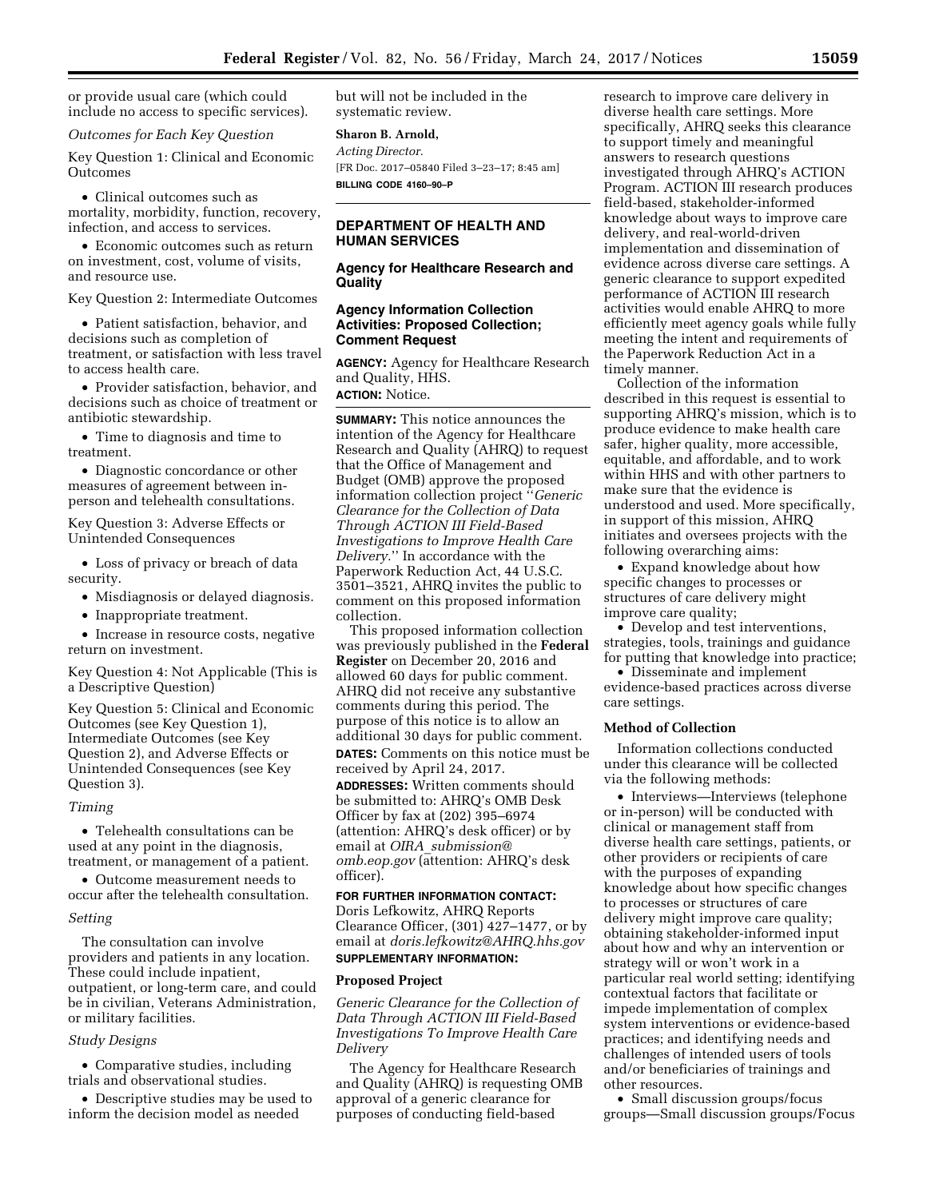or provide usual care (which could include no access to specific services).

*Outcomes for Each Key Question*

Key Question 1: Clinical and Economic Outcomes

- Clinical outcomes such as mortality, morbidity, function, recovery, infection, and access to services.
- Economic outcomes such as return on investment, cost, volume of visits, and resource use.

Key Question 2: Intermediate Outcomes

- Patient satisfaction, behavior, and decisions such as completion of treatment, or satisfaction with less travel to access health care.
- Provider satisfaction, behavior, and decisions such as choice of treatment or antibiotic stewardship.
- Time to diagnosis and time to treatment.
- Diagnostic concordance or other measures of agreement between in-person and telehealth consultations.

Key Question 3: Adverse Effects or Unintended Consequences

- Loss of privacy or breach of data security.
- Misdiagnosis or delayed diagnosis.
- Inappropriate treatment.
- Increase in resource costs, negative return on investment.

Key Question 4: Not Applicable (This is a Descriptive Question)

Key Question 5: Clinical and Economic Outcomes (see Key Question 1), Intermediate Outcomes (see Key Question 2), and Adverse Effects or Unintended Consequences (see Key Question 3).

*Timing*

- Telehealth consultations can be used at any point in the diagnosis, treatment, or management of a patient.
- Outcome measurement needs to occur after the telehealth consultation.

*Setting*

The consultation can involve providers and patients in any location. These could include inpatient, outpatient, or long-term care, and could be in civilian, Veterans Administration, or military facilities.

*Study Designs*

- Comparative studies, including trials and observational studies.
- Descriptive studies may be used to inform the decision model as needed but will not be included in the systematic review.

**Sharon B. Arnold,**

*Acting Director.*

[FR Doc. 2017–05840 Filed 3–23–17; 8:45 am]

**BILLING CODE 4160–90–P**

## DEPARTMENT OF HEALTH AND HUMAN SERVICES

## Agency for Healthcare Research and Quality

## Agency Information Collection Activities: Proposed Collection; Comment Request

**AGENCY:** Agency for Healthcare Research and Quality, HHS.

**ACTION:** Notice.

**SUMMARY:** This notice announces the intention of the Agency for Healthcare Research and Quality (AHRQ) to request that the Office of Management and Budget (OMB) approve the proposed information collection project ''*Generic Clearance for the Collection of Data Through ACTION III Field-Based Investigations to Improve Health Care Delivery.*'' In accordance with the Paperwork Reduction Act, 44 U.S.C. 3501–3521, AHRQ invites the public to comment on this proposed information collection.

This proposed information collection was previously published in the **Federal Register** on December 20, 2016 and allowed 60 days for public comment. AHRQ did not receive any substantive comments during this period. The purpose of this notice is to allow an additional 30 days for public comment.

**DATES:** Comments on this notice must be received by April 24, 2017.

**ADDRESSES:** Written comments should be submitted to: AHRQ's OMB Desk Officer by fax at (202) 395–6974 (attention: AHRQ's desk officer) or by email at *OIRA_submission@omb.eop.gov* (attention: AHRQ's desk officer).

**FOR FURTHER INFORMATION CONTACT:** Doris Lefkowitz, AHRQ Reports Clearance Officer, (301) 427–1477, or by email at *doris.lefkowitz@AHRQ.hhs.gov*

**SUPPLEMENTARY INFORMATION:**

### Proposed Project

*Generic Clearance for the Collection of Data Through ACTION III Field-Based Investigations To Improve Health Care Delivery*

The Agency for Healthcare Research and Quality (AHRQ) is requesting OMB approval of a generic clearance for purposes of conducting field-based research to improve care delivery in diverse health care settings. More specifically, AHRQ seeks this clearance to support timely and meaningful answers to research questions investigated through AHRQ's ACTION Program. ACTION III research produces field-based, stakeholder-informed knowledge about ways to improve care delivery, and real-world-driven implementation and dissemination of evidence across diverse care settings. A generic clearance to support expedited performance of ACTION III research activities would enable AHRQ to more efficiently meet agency goals while fully meeting the intent and requirements of the Paperwork Reduction Act in a timely manner.

Collection of the information described in this request is essential to supporting AHRQ's mission, which is to produce evidence to make health care safer, higher quality, more accessible, equitable, and affordable, and to work within HHS and with other partners to make sure that the evidence is understood and used. More specifically, in support of this mission, AHRQ initiates and oversees projects with the following overarching aims:

- Expand knowledge about how specific changes to processes or structures of care delivery might improve care quality;
- Develop and test interventions, strategies, tools, trainings and guidance for putting that knowledge into practice;
- Disseminate and implement evidence-based practices across diverse care settings.

### Method of Collection

Information collections conducted under this clearance will be collected via the following methods:

- Interviews—Interviews (telephone or in-person) will be conducted with clinical or management staff from diverse health care settings, patients, or other providers or recipients of care with the purposes of expanding knowledge about how specific changes to processes or structures of care delivery might improve care quality; obtaining stakeholder-informed input about how and why an intervention or strategy will or won't work in a particular real world setting; identifying contextual factors that facilitate or impede implementation of complex system interventions or evidence-based practices; and identifying needs and challenges of intended users of tools and/or beneficiaries of trainings and other resources.
- Small discussion groups/focus groups—Small discussion groups/Focus